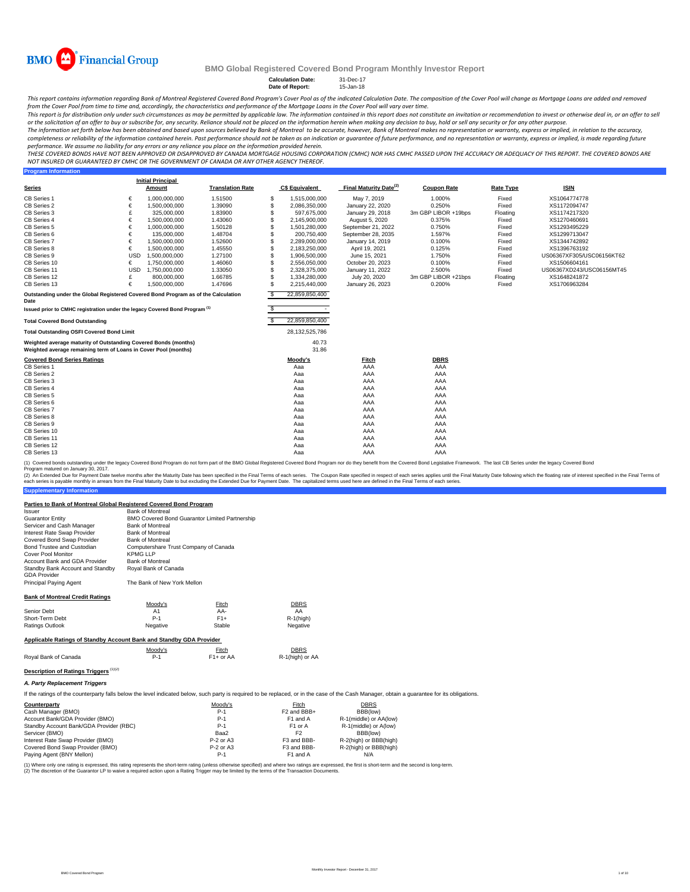BMO Financial Group

# BMO Global Registered Covered Bond Program Monthly Investor Report

**Calculation Date:** 31-Dec-17
**Date of Report:** 15-Jan-18

*This report contains information regarding Bank of Montreal Registered Covered Bond Program's Cover Pool as of the indicated Calculation Date. The composition of the Cover Pool will change as Mortgage Loans are added and removed from the Cover Pool from time to time and, accordingly, the characteristics and performance of the Mortgage Loans in the Cover Pool will vary over time.*

*This report is for distribution only under such circumstances as may be permitted by applicable law. The information contained in this report does not constitute an invitation or recommendation to invest or otherwise deal in, or an offer to sell or the solicitation of an offer to buy or subscribe for, any security. Reliance should not be placed on the information herein when making any decision to buy, hold or sell any security or for any other purpose.*

*The information set forth below has been obtained and based upon sources believed by Bank of Montreal to be accurate, however, Bank of Montreal makes no representation or warranty, express or implied, in relation to the accuracy, completeness or reliability of the information contained herein. Past performance should not be taken as an indication or guarantee of future performance, and no representation or warranty, express or implied, is made regarding future performance. We assume no liability for any errors or any reliance you place on the information provided herein.*

*THESE COVERED BONDS HAVE NOT BEEN APPROVED OR DISAPPROVED BY CANADA MORTGAGE HOUSING CORPORATION (CMHC) NOR HAS CMHC PASSED UPON THE ACCURACY OR ADEQUACY OF THIS REPORT. THE COVERED BONDS ARE NOT INSURED OR GUARANTEED BY CMHC OR THE GOVERNMENT OF CANADA OR ANY OTHER AGENCY THEREOF.*

## Program Information

| Series | | Initial Principal Amount | Translation Rate | | C$ Equivalent | Final Maturity Date[2] | Coupon Rate | Rate Type | ISIN |
|---|---|---|---|---|---|---|---|---|---|
| CB Series 1 | € | 1,000,000,000 | 1.51500 | $ | 1,515,000,000 | May 7, 2019 | 1.000% | Fixed | XS1064774778 |
| CB Series 2 | € | 1,500,000,000 | 1.39090 | $ | 2,086,350,000 | January 22, 2020 | 0.250% | Fixed | XS1172094747 |
| CB Series 3 | £ | 325,000,000 | 1.83900 | $ | 597,675,000 | January 29, 2018 | 3m GBP LIBOR +19bps | Floating | XS1174217320 |
| CB Series 4 | € | 1,500,000,000 | 1.43060 | $ | 2,145,900,000 | August 5, 2020 | 0.375% | Fixed | XS1270460691 |
| CB Series 5 | € | 1,000,000,000 | 1.50128 | $ | 1,501,280,000 | September 21, 2022 | 0.750% | Fixed | XS1293495229 |
| CB Series 6 | € | 135,000,000 | 1.48704 | $ | 200,750,400 | September 28, 2035 | 1.597% | Fixed | XS1299713047 |
| CB Series 7 | € | 1,500,000,000 | 1.52600 | $ | 2,289,000,000 | January 14, 2019 | 0.100% | Fixed | XS1344742892 |
| CB Series 8 | € | 1,500,000,000 | 1.45550 | $ | 2,183,250,000 | April 19, 2021 | 0.125% | Fixed | XS1396763192 |
| CB Series 9 | USD | 1,500,000,000 | 1.27100 | $ | 1,906,500,000 | June 15, 2021 | 1.750% | Fixed | US06367XF305/USC06156KT62 |
| CB Series 10 | € | 1,750,000,000 | 1.46060 | $ | 2,556,050,000 | October 20, 2023 | 0.100% | Fixed | XS1506604161 |
| CB Series 11 | USD | 1,750,000,000 | 1.33050 | $ | 2,328,375,000 | January 11, 2022 | 2.500% | Fixed | US06367XD243/USC06156MT45 |
| CB Series 12 | £ | 800,000,000 | 1.66785 | $ | 1,334,280,000 | July 20, 2020 | 3m GBP LIBOR +21bps | Floating | XS1648241872 |
| CB Series 13 | € | 1,500,000,000 | 1.47696 | $ | 2,215,440,000 | January 26, 2023 | 0.200% | Fixed | XS1706963284 |

| | | |
|---|---|---|
| Outstanding under the Global Registered Covered Bond Program as of the Calculation Date | $ | 22,859,850,400 |
| Issued prior to CMHC registration under the legacy Covered Bond Program[1] | $ | - |
| Total Covered Bond Outstanding | $ | 22,859,850,400 |
| Total Outstanding OSFI Covered Bond Limit | | 28,132,525,786 |
| Weighted average maturity of Outstanding Covered Bonds (months) | | 40.73 |
| Weighted average remaining term of Loans in Cover Pool (months) | | 31.86 |

| Covered Bond Series Ratings | Moody's | Fitch | DBRS |
|---|---|---|---|
| CB Series 1 | Aaa | AAA | AAA |
| CB Series 2 | Aaa | AAA | AAA |
| CB Series 3 | Aaa | AAA | AAA |
| CB Series 4 | Aaa | AAA | AAA |
| CB Series 5 | Aaa | AAA | AAA |
| CB Series 6 | Aaa | AAA | AAA |
| CB Series 7 | Aaa | AAA | AAA |
| CB Series 8 | Aaa | AAA | AAA |
| CB Series 9 | Aaa | AAA | AAA |
| CB Series 10 | Aaa | AAA | AAA |
| CB Series 11 | Aaa | AAA | AAA |
| CB Series 12 | Aaa | AAA | AAA |
| CB Series 13 | Aaa | AAA | AAA |

(1) Covered bonds outstanding under the legacy Covered Bond Program do not form part of the BMO Global Registered Covered Bond Program nor do they benefit from the Covered Bond Legislative Framework. The last CB Series under the legacy Covered Bond Program matured on January 30, 2017.

(2) An Extended Due for Payment Date twelve months after the Maturity Date has been specified in the Final Terms of each series. The Coupon Rate specified in respect of each series applies until the Final Maturity Date following which the floating rate of interest specified in the Final Terms of each series is payable monthly in arrears from the Final Maturity Date to but excluding the Extended Due for Payment Date. The capitalized terms used here are defined in the Final Terms of each series.

## Supplementary Information

### Parties to Bank of Montreal Global Registered Covered Bond Program

| | |
|---|---|
| Issuer | Bank of Montreal |
| Guarantor Entity | BMO Covered Bond Guarantor Limited Partnership |
| Servicer and Cash Manager | Bank of Montreal |
| Interest Rate Swap Provider | Bank of Montreal |
| Covered Bond Swap Provider | Bank of Montreal |
| Bond Trustee and Custodian | Computershare Trust Company of Canada |
| Cover Pool Monitor | KPMG LLP |
| Account Bank and GDA Provider | Bank of Montreal |
| Standby Bank Account and Standby GDA Provider | Royal Bank of Canada |
| Principal Paying Agent | The Bank of New York Mellon |

### Bank of Montreal Credit Ratings

| | Moody's | Fitch | DBRS |
|---|---|---|---|
| Senior Debt | A1 | AA- | AA |
| Short-Term Debt | P-1 | F1+ | R-1(high) |
| Ratings Outlook | Negative | Stable | Negative |

### Applicable Ratings of Standby Account Bank and Standby GDA Provider

| | Moody's | Fitch | DBRS |
|---|---|---|---|
| Royal Bank of Canada | P-1 | F1+ or AA | R-1(high) or AA |

### Description of Ratings Triggers [1][2]

#### *A. Party Replacement Triggers*

If the ratings of the counterparty falls below the level indicated below, such party is required to be replaced, or in the case of the Cash Manager, obtain a guarantee for its obligations.

| Counterparty | Moody's | Fitch | DBRS |
|---|---|---|---|
| Cash Manager (BMO) | P-1 | F2 and BBB+ | BBB(low) |
| Account Bank/GDA Provider (BMO) | P-1 | F1 and A | R-1(middle) or AA(low) |
| Standby Account Bank/GDA Provider (RBC) | P-1 | F1 or A | R-1(middle) or A(low) |
| Servicer (BMO) | Baa2 | F2 | BBB(low) |
| Interest Rate Swap Provider (BMO) | P-2 or A3 | F3 and BBB- | R-2(high) or BBB(high) |
| Covered Bond Swap Provider (BMO) | P-2 or A3 | F3 and BBB- | R-2(high) or BBB(high) |
| Paying Agent (BNY Mellon) | P-1 | F1 and A | N/A |

(1) Where only one rating is expressed, this rating represents the short-term rating (unless otherwise specified) and where two ratings are expressed, the first is short-term and the second is long-term.
(2) The discretion of the Guarantor LP to waive a required action upon a Rating Trigger may be limited by the terms of the Transaction Documents.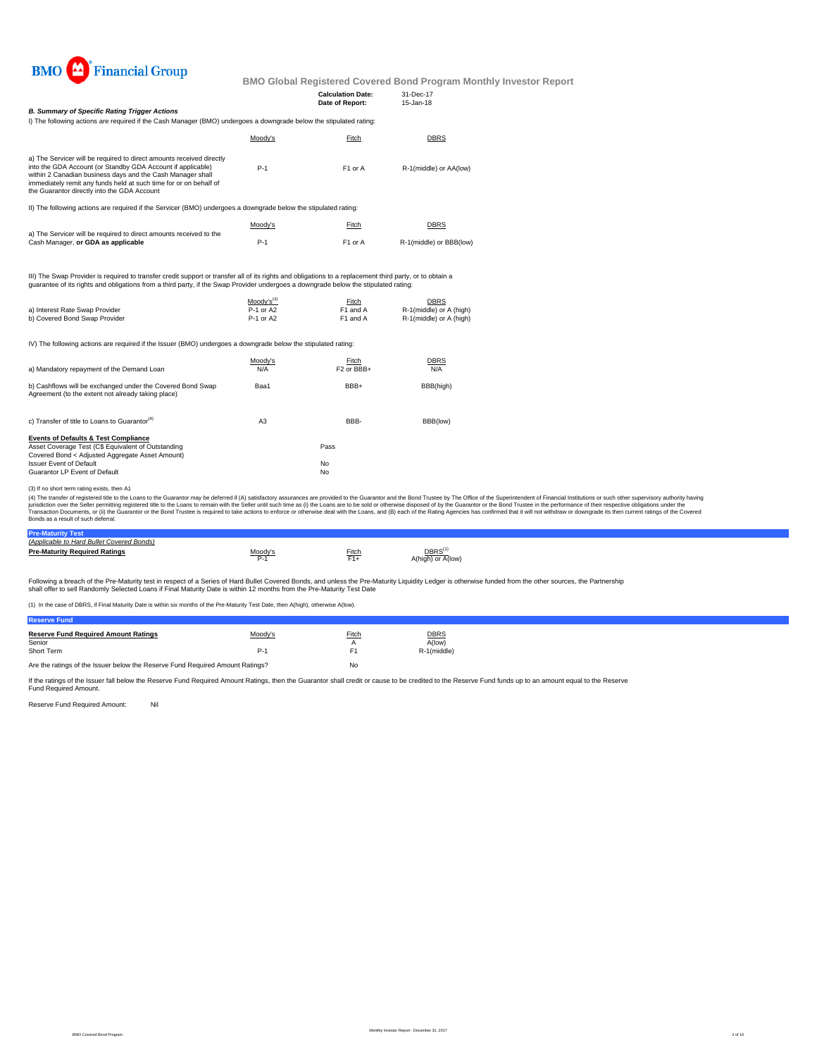BMO Financial Group

**BMO Global Registered Covered Bond Program Monthly Investor Report**

| | |
|---|---|
| **Calculation Date:** | 31-Dec-17 |
| **Date of Report:** | 15-Jan-18 |

***B. Summary of Specific Rating Trigger Actions***

I) The following actions are required if the Cash Manager (BMO) undergoes a downgrade below the stipulated rating:

| | Moody's | Fitch | DBRS |
|---|---|---|---|
| a) The Servicer will be required to direct amounts received directly into the GDA Account (or Standby GDA Account if applicable) within 2 Canadian business days and the Cash Manager shall immediately remit any funds held at such time for or on behalf of the Guarantor directly into the GDA Account | P-1 | F1 or A | R-1(middle) or AA(low) |

II) The following actions are required if the Servicer (BMO) undergoes a downgrade below the stipulated rating:

| | Moody's | Fitch | DBRS |
|---|---|---|---|
| a) The Servicer will be required to direct amounts received to the Cash Manager, **or GDA as applicable** | P-1 | F1 or A | R-1(middle) or BBB(low) |

III) The Swap Provider is required to transfer credit support or transfer all of its rights and obligations to a replacement third party, or to obtain a guarantee of its rights and obligations from a third party, if the Swap Provider undergoes a downgrade below the stipulated rating:

| | Moody's(3) | Fitch | DBRS |
|---|---|---|---|
| a) Interest Rate Swap Provider | P-1 or A2 | F1 and A | R-1(middle) or A (high) |
| b) Covered Bond Swap Provider | P-1 or A2 | F1 and A | R-1(middle) or A (high) |

IV) The following actions are required if the Issuer (BMO) undergoes a downgrade below the stipulated rating:

| | Moody's | Fitch | DBRS |
|---|---|---|---|
| a) Mandatory repayment of the Demand Loan | N/A | F2 or BBB+ | N/A |
| b) Cashflows will be exchanged under the Covered Bond Swap Agreement (to the extent not already taking place) | Baa1 | BBB+ | BBB(high) |
| c) Transfer of title to Loans to Guarantor(4) | A3 | BBB- | BBB(low) |

**Events of Defaults & Test Compliance**

| | |
|---|---|
| Asset Coverage Test (C$ Equivalent of Outstanding Covered Bond < Adjusted Aggregate Asset Amount) | Pass |
| Issuer Event of Default | No |
| Guarantor LP Event of Default | No |

(3) If no short term rating exists, then A1

(4) The transfer of registered title to the Loans to the Guarantor may be deferred if (A) satisfactory assurances are provided to the Guarantor and the Bond Trustee by The Office of the Superintendent of Financial Institutions or such other supervisory authority having jurisdiction over the Seller permitting registered title to the Loans to remain with the Seller until such time as (i) the Loans are to be sold or otherwise disposed of by the Guarantor or the Bond Trustee in the performance of their respective obligations under the Transaction Documents, or (ii) the Guarantor or the Bond Trustee is required to take actions to enforce or otherwise deal with the Loans, and (B) each of the Rating Agencies has confirmed that it will not withdraw or downgrade its then current ratings of the Covered Bonds as a result of such deferral.

**Pre-Maturity Test**

*(Applicable to Hard Bullet Covered Bonds)*

| **Pre-Maturity Required Ratings** | Moody's | Fitch | DBRS(1) |
|---|---|---|---|
| | P-1 | F1+ | A(high) or A(low) |

Following a breach of the Pre-Maturity test in respect of a Series of Hard Bullet Covered Bonds, and unless the Pre-Maturity Liquidity Ledger is otherwise funded from the other sources, the Partnership shall offer to sell Randomly Selected Loans if Final Maturity Date is within 12 months from the Pre-Maturity Test Date

(1) In the case of DBRS, if Final Maturity Date is within six months of the Pre-Maturity Test Date, then A(high), otherwise A(low).

**Reserve Fund**

| **Reserve Fund Required Amount Ratings** | Moody's | Fitch | DBRS |
|---|---|---|---|
| Senior | | A | A(low) |
| Short Term | P-1 | F1 | R-1(middle) |

Are the ratings of the Issuer below the Reserve Fund Required Amount Ratings? No

If the ratings of the Issuer fall below the Reserve Fund Required Amount Ratings, then the Guarantor shall credit or cause to be credited to the Reserve Fund funds up to an amount equal to the Reserve Fund Required Amount.

Reserve Fund Required Amount: Nil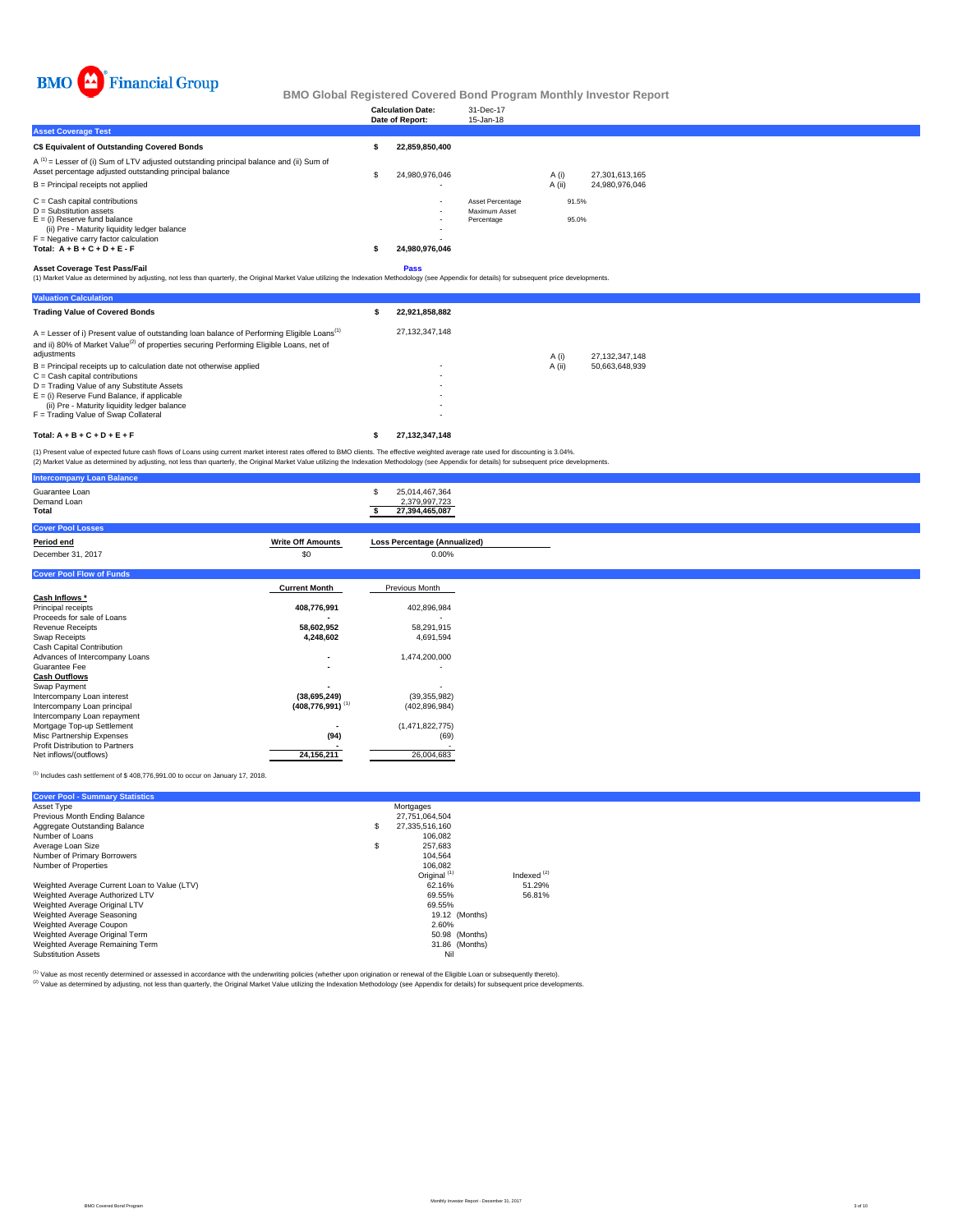**BMO Financial Group**

# BMO Global Registered Covered Bond Program Monthly Investor Report

| | |
|---|---|
| **Calculation Date:** | 31-Dec-17 |
| **Date of Report:** | 15-Jan-18 |

## Asset Coverage Test

| | | | | | |
|---|---|---|---|---|---|
| **C$ Equivalent of Outstanding Covered Bonds** | **$** | **22,859,850,400** | | | |
| A [1] = Lesser of (i) Sum of LTV adjusted outstanding principal balance and (ii) Sum of Asset percentage adjusted outstanding principal balance | $ | 24,980,976,046 | | A (i) | 27,301,613,165 |
| B = Principal receipts not applied | | - | | A (ii) | 24,980,976,046 |
| C = Cash capital contributions | | - | Asset Percentage | 91.5% | |
| D = Substitution assets | | - | Maximum Asset Percentage | 95.0% | |
| E = (i) Reserve fund balance | | - | | | |
| (ii) Pre - Maturity liquidity ledger balance | | - | | | |
| F = Negative carry factor calculation | | - | | | |
| **Total: A + B + C + D + E - F** | **$** | **24,980,976,046** | | | |
| **Asset Coverage Test Pass/Fail** | | **Pass** | | | |

(1) Market Value as determined by adjusting, not less than quarterly, the Original Market Value utilizing the Indexation Methodology (see Appendix for details) for subsequent price developments.

## Valuation Calculation

| | | | | |
|---|---|---|---|---|
| **Trading Value of Covered Bonds** | **$** | **22,921,858,882** | | |
| A = Lesser of i) Present value of outstanding loan balance of Performing Eligible Loans[1] and ii) 80% of Market Value[2] of properties securing Performing Eligible Loans, net of adjustments | | 27,132,347,148 | A (i) | 27,132,347,148 |
| B = Principal receipts up to calculation date not otherwise applied | | - | A (ii) | 50,663,648,939 |
| C = Cash capital contributions | | - | | |
| D = Trading Value of any Substitute Assets | | - | | |
| E = (i) Reserve Fund Balance, if applicable | | - | | |
| (ii) Pre - Maturity liquidity ledger balance | | - | | |
| F = Trading Value of Swap Collateral | | - | | |
| **Total: A + B + C + D + E + F** | **$** | **27,132,347,148** | | |

(1) Present value of expected future cash flows of Loans using current market interest rates offered to BMO clients. The effective weighted average rate used for discounting is 3.04%.
(2) Market Value as determined by adjusting, not less than quarterly, the Original Market Value utilizing the Indexation Methodology (see Appendix for details) for subsequent price developments.

## Intercompany Loan Balance

| | | |
|---|---|---|
| Guarantee Loan | $ | 25,014,467,364 |
| Demand Loan | | 2,379,997,723 |
| **Total** | **$** | **27,394,465,087** |

## Cover Pool Losses

| **Period end** | **Write Off Amounts** | **Loss Percentage (Annualized)** |
|---|---|---|
| December 31, 2017 | $0 | 0.00% |

## Cover Pool Flow of Funds

| | **Current Month** | Previous Month |
|---|---|---|
| **Cash Inflows \*** | | |
| Principal receipts | **408,776,991** | 402,896,984 |
| Proceeds for sale of Loans | **-** | - |
| Revenue Receipts | **58,602,952** | 58,291,915 |
| Swap Receipts | **4,248,602** | 4,691,594 |
| Cash Capital Contribution | | |
| Advances of Intercompany Loans | **-** | 1,474,200,000 |
| Guarantee Fee | **-** | - |
| **Cash Outflows** | | |
| Swap Payment | **-** | - |
| Intercompany Loan interest | **(38,695,249)** | (39,355,982) |
| Intercompany Loan principal | **(408,776,991)** [1] | (402,896,984) |
| Intercompany Loan repayment | | |
| Mortgage Top-up Settlement | **-** | (1,471,822,775) |
| Misc Partnership Expenses | **(94)** | (69) |
| Profit Distribution to Partners | **-** | - |
| Net inflows/(outflows) | **24,156,211** | 26,004,683 |

[1] Includes cash settlement of $ 408,776,991.00 to occur on January 17, 2018.

## Cover Pool - Summary Statistics

| | | | |
|---|---|---|---|
| Asset Type | | Mortgages | |
| Previous Month Ending Balance | | 27,751,064,504 | |
| Aggregate Outstanding Balance | $ | 27,335,516,160 | |
| Number of Loans | | 106,082 | |
| Average Loan Size | $ | 257,683 | |
| Number of Primary Borrowers | | 104,564 | |
| Number of Properties | | 106,082 | |
| | | Original [1] | Indexed [2] |
| Weighted Average Current Loan to Value (LTV) | | 62.16% | 51.29% |
| Weighted Average Authorized LTV | | 69.55% | 56.81% |
| Weighted Average Original LTV | | 69.55% | |
| Weighted Average Seasoning | | 19.12 (Months) | |
| Weighted Average Coupon | | 2.60% | |
| Weighted Average Original Term | | 50.98 (Months) | |
| Weighted Average Remaining Term | | 31.86 (Months) | |
| Substitution Assets | | Nil | |

[1] Value as most recently determined or assessed in accordance with the underwriting policies (whether upon origination or renewal of the Eligible Loan or subsequently thereto).
[2] Value as determined by adjusting, not less than quarterly, the Original Market Value utilizing the Indexation Methodology (see Appendix for details) for subsequent price developments.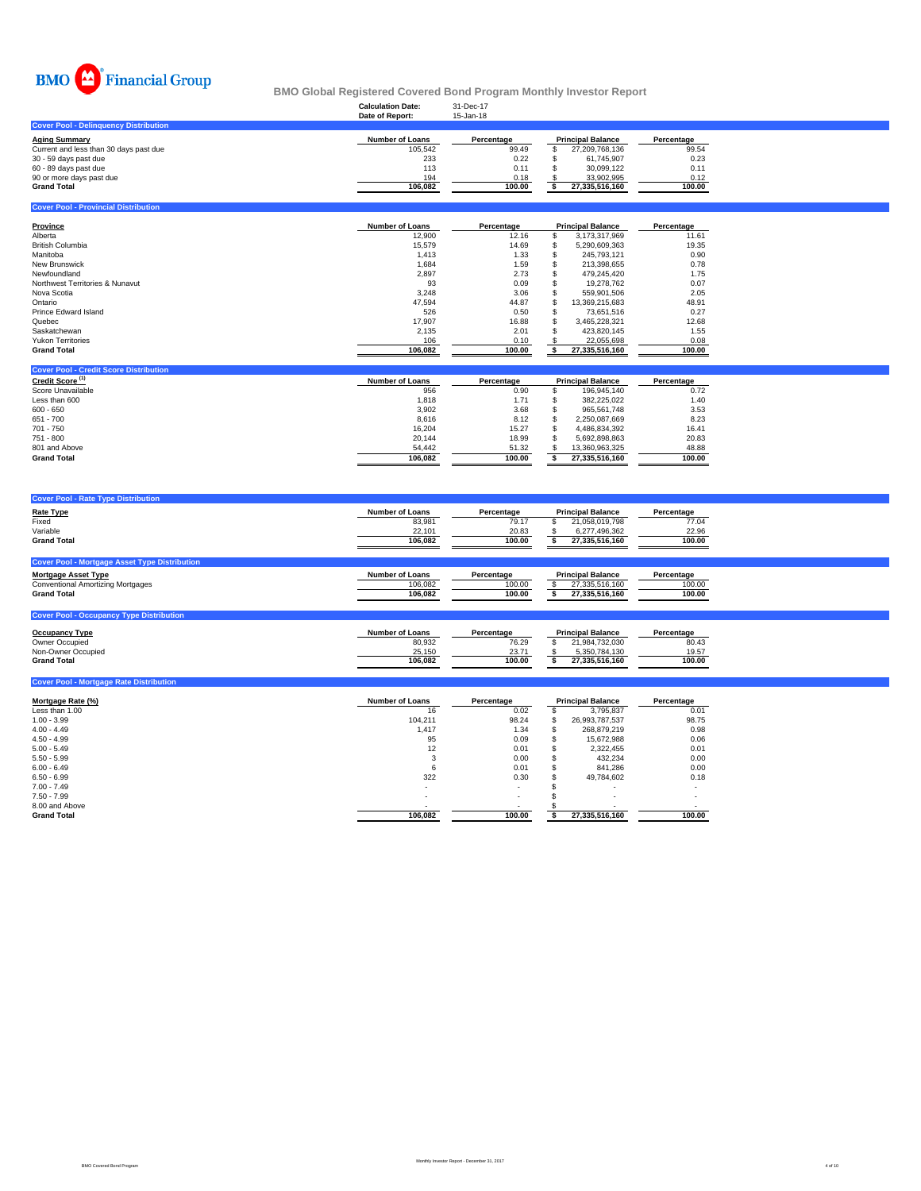# BMO Global Registered Covered Bond Program Monthly Investor Report

| | |
|---|---|
| **Calculation Date:** | 31-Dec-17 |
| **Date of Report:** | 15-Jan-18 |

## Cover Pool - Delinquency Distribution

| Aging Summary | Number of Loans | Percentage | Principal Balance | Percentage |
|---|---|---|---|---|
| Current and less than 30 days past due | 105,542 | 99.49 | $ 27,209,768,136 | 99.54 |
| 30 - 59 days past due | 233 | 0.22 | $ 61,745,907 | 0.23 |
| 60 - 89 days past due | 113 | 0.11 | $ 30,099,122 | 0.11 |
| 90 or more days past due | 194 | 0.18 | $ 33,902,995 | 0.12 |
| **Grand Total** | **106,082** | **100.00** | **$ 27,335,516,160** | **100.00** |

## Cover Pool - Provincial Distribution

| Province | Number of Loans | Percentage | Principal Balance | Percentage |
|---|---|---|---|---|
| Alberta | 12,900 | 12.16 | $ 3,173,317,969 | 11.61 |
| British Columbia | 15,579 | 14.69 | $ 5,290,609,363 | 19.35 |
| Manitoba | 1,413 | 1.33 | $ 245,793,121 | 0.90 |
| New Brunswick | 1,684 | 1.59 | $ 213,398,655 | 0.78 |
| Newfoundland | 2,897 | 2.73 | $ 479,245,420 | 1.75 |
| Northwest Territories & Nunavut | 93 | 0.09 | $ 19,278,762 | 0.07 |
| Nova Scotia | 3,248 | 3.06 | $ 559,901,506 | 2.05 |
| Ontario | 47,594 | 44.87 | $ 13,369,215,683 | 48.91 |
| Prince Edward Island | 526 | 0.50 | $ 73,651,516 | 0.27 |
| Quebec | 17,907 | 16.88 | $ 3,465,228,321 | 12.68 |
| Saskatchewan | 2,135 | 2.01 | $ 423,820,145 | 1.55 |
| Yukon Territories | 106 | 0.10 | $ 22,055,698 | 0.08 |
| **Grand Total** | **106,082** | **100.00** | **$ 27,335,516,160** | **100.00** |

## Cover Pool - Credit Score Distribution

| Credit Score [1] | Number of Loans | Percentage | Principal Balance | Percentage |
|---|---|---|---|---|
| Score Unavailable | 956 | 0.90 | $ 196,945,140 | 0.72 |
| Less than 600 | 1,818 | 1.71 | $ 382,225,022 | 1.40 |
| 600 - 650 | 3,902 | 3.68 | $ 965,561,748 | 3.53 |
| 651 - 700 | 8,616 | 8.12 | $ 2,250,087,669 | 8.23 |
| 701 - 750 | 16,204 | 15.27 | $ 4,486,834,392 | 16.41 |
| 751 - 800 | 20,144 | 18.99 | $ 5,692,898,863 | 20.83 |
| 801 and Above | 54,442 | 51.32 | $ 13,360,963,325 | 48.88 |
| **Grand Total** | **106,082** | **100.00** | **$ 27,335,516,160** | **100.00** |

## Cover Pool - Rate Type Distribution

| Rate Type | Number of Loans | Percentage | Principal Balance | Percentage |
|---|---|---|---|---|
| Fixed | 83,981 | 79.17 | $ 21,058,019,798 | 77.04 |
| Variable | 22,101 | 20.83 | $ 6,277,496,362 | 22.96 |
| **Grand Total** | **106,082** | **100.00** | **$ 27,335,516,160** | **100.00** |

## Cover Pool - Mortgage Asset Type Distribution

| Mortgage Asset Type | Number of Loans | Percentage | Principal Balance | Percentage |
|---|---|---|---|---|
| Conventional Amortizing Mortgages | 106,082 | 100.00 | $ 27,335,516,160 | 100.00 |
| **Grand Total** | **106,082** | **100.00** | **$ 27,335,516,160** | **100.00** |

## Cover Pool - Occupancy Type Distribution

| Occupancy Type | Number of Loans | Percentage | Principal Balance | Percentage |
|---|---|---|---|---|
| Owner Occupied | 80,932 | 76.29 | $ 21,984,732,030 | 80.43 |
| Non-Owner Occupied | 25,150 | 23.71 | $ 5,350,784,130 | 19.57 |
| **Grand Total** | **106,082** | **100.00** | **$ 27,335,516,160** | **100.00** |

## Cover Pool - Mortgage Rate Distribution

| Mortgage Rate (%) | Number of Loans | Percentage | Principal Balance | Percentage |
|---|---|---|---|---|
| Less than 1.00 | 16 | 0.02 | $ 3,795,837 | 0.01 |
| 1.00 - 3.99 | 104,211 | 98.24 | $ 26,993,787,537 | 98.75 |
| 4.00 - 4.49 | 1,417 | 1.34 | $ 268,879,219 | 0.98 |
| 4.50 - 4.99 | 95 | 0.09 | $ 15,672,988 | 0.06 |
| 5.00 - 5.49 | 12 | 0.01 | $ 2,322,455 | 0.01 |
| 5.50 - 5.99 | 3 | 0.00 | $ 432,234 | 0.00 |
| 6.00 - 6.49 | 6 | 0.01 | $ 841,286 | 0.00 |
| 6.50 - 6.99 | 322 | 0.30 | $ 49,784,602 | 0.18 |
| 7.00 - 7.49 | - | - | $ - | - |
| 7.50 - 7.99 | - | - | $ - | - |
| 8.00 and Above | - | - | $ - | - |
| **Grand Total** | **106,082** | **100.00** | **$ 27,335,516,160** | **100.00** |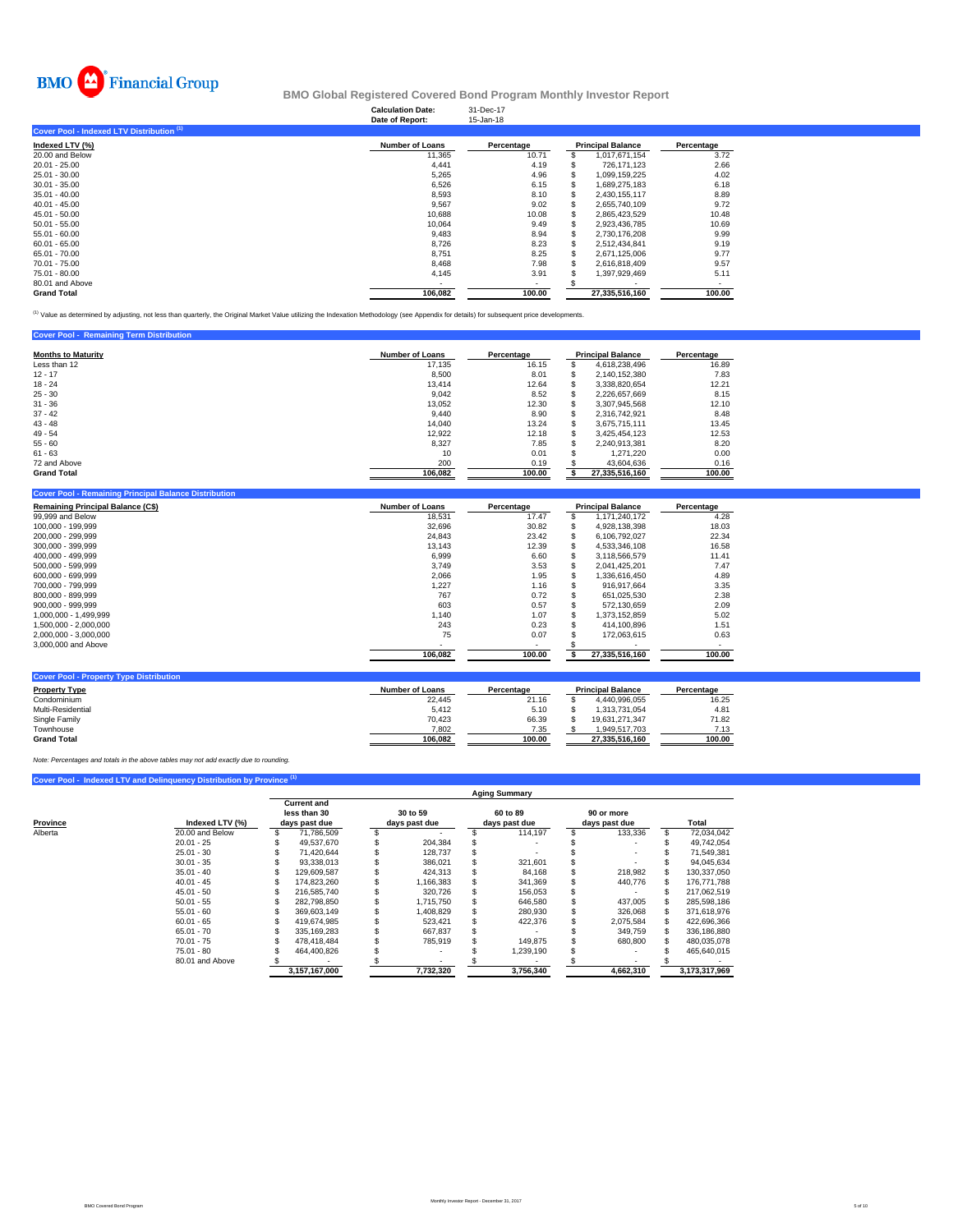BMO Financial Group

## BMO Global Registered Covered Bond Program Monthly Investor Report

| | |
|---|---|
| Calculation Date: | 31-Dec-17 |
| Date of Report: | 15-Jan-18 |

### Cover Pool - Indexed LTV Distribution [1]

| Indexed LTV (%) | Number of Loans | Percentage | Principal Balance | Percentage |
|---|---|---|---|---|
| 20.00 and Below | 11,365 | 10.71 | $ 1,017,671,154 | 3.72 |
| 20.01 - 25.00 | 4,441 | 4.19 | $ 726,171,123 | 2.66 |
| 25.01 - 30.00 | 5,265 | 4.96 | $ 1,099,159,225 | 4.02 |
| 30.01 - 35.00 | 6,526 | 6.15 | $ 1,689,275,183 | 6.18 |
| 35.01 - 40.00 | 8,593 | 8.10 | $ 2,430,155,117 | 8.89 |
| 40.01 - 45.00 | 9,567 | 9.02 | $ 2,655,740,109 | 9.72 |
| 45.01 - 50.00 | 10,688 | 10.08 | $ 2,865,423,529 | 10.48 |
| 50.01 - 55.00 | 10,064 | 9.49 | $ 2,923,436,785 | 10.69 |
| 55.01 - 60.00 | 9,483 | 8.94 | $ 2,730,176,208 | 9.99 |
| 60.01 - 65.00 | 8,726 | 8.23 | $ 2,512,434,841 | 9.19 |
| 65.01 - 70.00 | 8,751 | 8.25 | $ 2,671,125,006 | 9.77 |
| 70.01 - 75.00 | 8,468 | 7.98 | $ 2,616,818,409 | 9.57 |
| 75.01 - 80.00 | 4,145 | 3.91 | $ 1,397,929,469 | 5.11 |
| 80.01 and Above | - | - | $ - | - |
| **Grand Total** | **106,082** | **100.00** | **27,335,516,160** | **100.00** |

[1] Value as determined by adjusting, not less than quarterly, the Original Market Value utilizing the Indexation Methodology (see Appendix for details) for subsequent price developments.

### Cover Pool - Remaining Term Distribution

| Months to Maturity | Number of Loans | Percentage | Principal Balance | Percentage |
|---|---|---|---|---|
| Less than 12 | 17,135 | 16.15 | $ 4,618,238,496 | 16.89 |
| 12 - 17 | 8,500 | 8.01 | $ 2,140,152,380 | 7.83 |
| 18 - 24 | 13,414 | 12.64 | $ 3,338,820,654 | 12.21 |
| 25 - 30 | 9,042 | 8.52 | $ 2,226,657,669 | 8.15 |
| 31 - 36 | 13,052 | 12.30 | $ 3,307,945,568 | 12.10 |
| 37 - 42 | 9,440 | 8.90 | $ 2,316,742,921 | 8.48 |
| 43 - 48 | 14,040 | 13.24 | $ 3,675,715,111 | 13.45 |
| 49 - 54 | 12,922 | 12.18 | $ 3,425,454,123 | 12.53 |
| 55 - 60 | 8,327 | 7.85 | $ 2,240,913,381 | 8.20 |
| 61 - 63 | 10 | 0.01 | $ 1,271,220 | 0.00 |
| 72 and Above | 200 | 0.19 | $ 43,604,636 | 0.16 |
| **Grand Total** | **106,082** | **100.00** | **$ 27,335,516,160** | **100.00** |

### Cover Pool - Remaining Principal Balance Distribution

| Remaining Principal Balance (C$) | Number of Loans | Percentage | Principal Balance | Percentage |
|---|---|---|---|---|
| 99,999 and Below | 18,531 | 17.47 | $ 1,171,240,172 | 4.28 |
| 100,000 - 199,999 | 32,696 | 30.82 | $ 4,928,138,398 | 18.03 |
| 200,000 - 299,999 | 24,843 | 23.42 | $ 6,106,792,027 | 22.34 |
| 300,000 - 399,999 | 13,143 | 12.39 | $ 4,533,346,108 | 16.58 |
| 400,000 - 499,999 | 6,999 | 6.60 | $ 3,118,566,579 | 11.41 |
| 500,000 - 599,999 | 3,749 | 3.53 | $ 2,041,425,201 | 7.47 |
| 600,000 - 699,999 | 2,066 | 1.95 | $ 1,336,616,450 | 4.89 |
| 700,000 - 799,999 | 1,227 | 1.16 | $ 916,917,664 | 3.35 |
| 800,000 - 899,999 | 767 | 0.72 | $ 651,025,530 | 2.38 |
| 900,000 - 999,999 | 603 | 0.57 | $ 572,130,659 | 2.09 |
| 1,000,000 - 1,499,999 | 1,140 | 1.07 | $ 1,373,152,859 | 5.02 |
| 1,500,000 - 2,000,000 | 243 | 0.23 | $ 414,100,896 | 1.51 |
| 2,000,000 - 3,000,000 | 75 | 0.07 | $ 172,063,615 | 0.63 |
| 3,000,000 and Above | - | - | $ - | - |
| | **106,082** | **100.00** | **$ 27,335,516,160** | **100.00** |

### Cover Pool - Property Type Distribution

| Property Type | Number of Loans | Percentage | Principal Balance | Percentage |
|---|---|---|---|---|
| Condominium | 22,445 | 21.16 | $ 4,440,996,055 | 16.25 |
| Multi-Residential | 5,412 | 5.10 | $ 1,313,731,054 | 4.81 |
| Single Family | 70,423 | 66.39 | $ 19,631,271,347 | 71.82 |
| Townhouse | 7,802 | 7.35 | $ 1,949,517,703 | 7.13 |
| **Grand Total** | **106,082** | **100.00** | **27,335,516,160** | **100.00** |

*Note: Percentages and totals in the above tables may not add exactly due to rounding.*

### Cover Pool - Indexed LTV and Delinquency Distribution by Province [1]

| | | Aging Summary | | | | |
|---|---|---|---|---|---|---|
| Province | Indexed LTV (%) | Current and less than 30 days past due | 30 to 59 days past due | 60 to 89 days past due | 90 or more days past due | Total |
| Alberta | 20.00 and Below | $ 71,786,509 | $ - | $ 114,197 | $ 133,336 | $ 72,034,042 |
| | 20.01 - 25 | $ 49,537,670 | $ 204,384 | $ - | $ - | $ 49,742,054 |
| | 25.01 - 30 | $ 71,420,644 | $ 128,737 | $ - | $ - | $ 71,549,381 |
| | 30.01 - 35 | $ 93,338,013 | $ 386,021 | $ 321,601 | $ - | $ 94,045,634 |
| | 35.01 - 40 | $ 129,609,587 | $ 424,313 | $ 84,168 | $ 218,982 | $ 130,337,050 |
| | 40.01 - 45 | $ 174,823,260 | $ 1,166,383 | $ 341,369 | $ 440,776 | $ 176,771,788 |
| | 45.01 - 50 | $ 216,585,740 | $ 320,726 | $ 156,053 | $ - | $ 217,062,519 |
| | 50.01 - 55 | $ 282,798,850 | $ 1,715,750 | $ 646,580 | $ 437,005 | $ 285,598,186 |
| | 55.01 - 60 | $ 369,603,149 | $ 1,408,829 | $ 280,930 | $ 326,068 | $ 371,618,976 |
| | 60.01 - 65 | $ 419,674,985 | $ 523,421 | $ 422,376 | $ 2,075,584 | $ 422,696,366 |
| | 65.01 - 70 | $ 335,169,283 | $ 667,837 | $ - | $ 349,759 | $ 336,186,880 |
| | 70.01 - 75 | $ 478,418,484 | $ 785,919 | $ 149,875 | $ 680,800 | $ 480,035,078 |
| | 75.01 - 80 | $ 464,400,826 | $ - | $ 1,239,190 | $ - | $ 465,640,015 |
| | 80.01 and Above | $ - | $ - | $ - | $ - | $ - |
| | | **3,157,167,000** | **7,732,320** | **3,756,340** | **4,662,310** | **3,173,317,969** |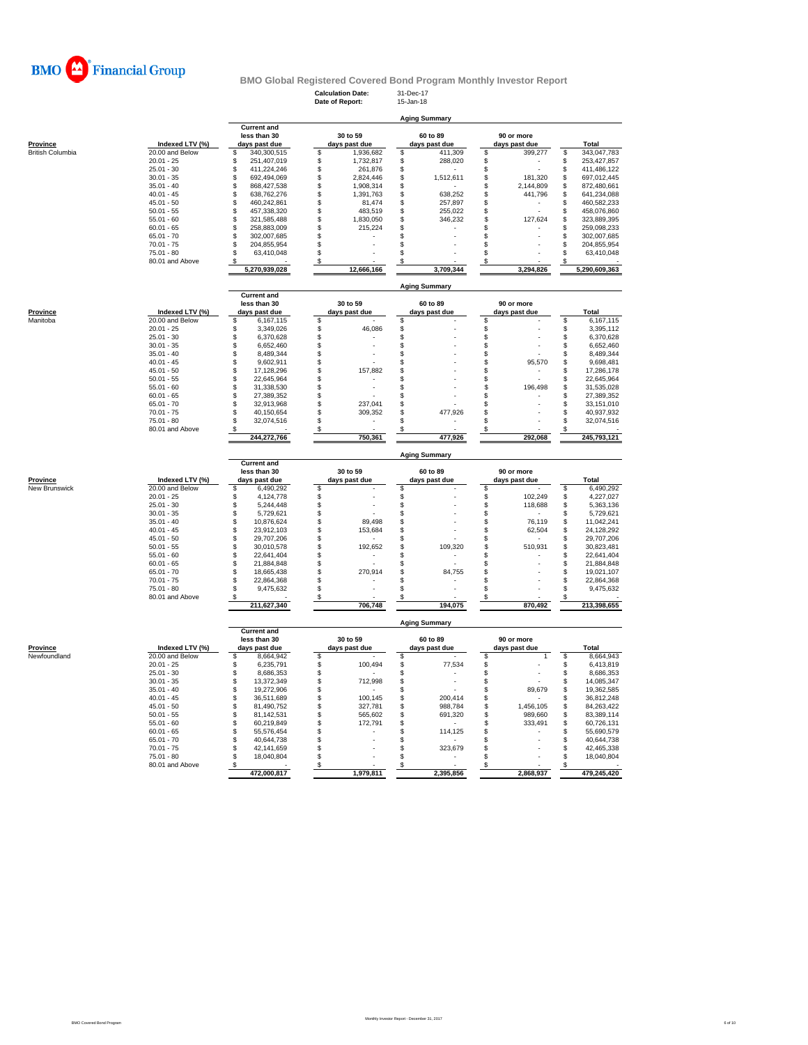**BMO Financial Group**

## BMO Global Registered Covered Bond Program Monthly Investor Report

**Calculation Date:** 31-Dec-17
**Date of Report:** 15-Jan-18

### Aging Summary

| Province | Indexed LTV (%) | Current and less than 30 days past due | 30 to 59 days past due | 60 to 89 days past due | 90 or more days past due | Total |
|---|---|---|---|---|---|---|
| British Columbia | 20.00 and Below | $ 340,300,515 | $ 1,936,682 | $ 411,309 | $ 399,277 | $ 343,047,783 |
| | 20.01 - 25 | $ 251,407,019 | $ 1,732,817 | $ 288,020 | $ - | $ 253,427,857 |
| | 25.01 - 30 | $ 411,224,246 | $ 261,876 | $ - | $ - | $ 411,486,122 |
| | 30.01 - 35 | $ 692,494,069 | $ 2,824,446 | $ 1,512,611 | $ 181,320 | $ 697,012,445 |
| | 35.01 - 40 | $ 868,427,538 | $ 1,908,314 | $ - | $ 2,144,809 | $ 872,480,661 |
| | 40.01 - 45 | $ 638,762,276 | $ 1,391,763 | $ 638,252 | $ 441,796 | $ 641,234,088 |
| | 45.01 - 50 | $ 460,242,861 | $ 81,474 | $ 257,897 | $ - | $ 460,582,233 |
| | 50.01 - 55 | $ 457,338,320 | $ 483,519 | $ 255,022 | $ - | $ 458,076,860 |
| | 55.01 - 60 | $ 321,585,488 | $ 1,830,050 | $ 346,232 | $ 127,624 | $ 323,889,395 |
| | 60.01 - 65 | $ 258,883,009 | $ 215,224 | $ - | $ - | $ 259,098,233 |
| | 65.01 - 70 | $ 302,007,685 | $ - | $ - | $ - | $ 302,007,685 |
| | 70.01 - 75 | $ 204,855,954 | $ - | $ - | $ - | $ 204,855,954 |
| | 75.01 - 80 | $ 63,410,048 | $ - | $ - | $ - | $ 63,410,048 |
| | 80.01 and Above | $ - | $ - | $ - | $ - | $ - |
| | | 5,270,939,028 | 12,666,166 | 3,709,344 | 3,294,826 | 5,290,609,363 |

### Aging Summary

| Province | Indexed LTV (%) | Current and less than 30 days past due | 30 to 59 days past due | 60 to 89 days past due | 90 or more days past due | Total |
|---|---|---|---|---|---|---|
| Manitoba | 20.00 and Below | $ 6,167,115 | $ - | $ - | $ - | $ 6,167,115 |
| | 20.01 - 25 | $ 3,349,026 | $ 46,086 | $ - | $ - | $ 3,395,112 |
| | 25.01 - 30 | $ 6,370,628 | $ - | $ - | $ - | $ 6,370,628 |
| | 30.01 - 35 | $ 6,652,460 | $ - | $ - | $ - | $ 6,652,460 |
| | 35.01 - 40 | $ 8,489,344 | $ - | $ - | $ - | $ 8,489,344 |
| | 40.01 - 45 | $ 9,602,911 | $ - | $ - | $ 95,570 | $ 9,698,481 |
| | 45.01 - 50 | $ 17,128,296 | $ 157,882 | $ - | $ - | $ 17,286,178 |
| | 50.01 - 55 | $ 22,645,964 | $ - | $ - | $ - | $ 22,645,964 |
| | 55.01 - 60 | $ 31,338,530 | $ - | $ - | $ 196,498 | $ 31,535,028 |
| | 60.01 - 65 | $ 27,389,352 | $ - | $ - | $ - | $ 27,389,352 |
| | 65.01 - 70 | $ 32,913,968 | $ 237,041 | $ - | $ - | $ 33,151,010 |
| | 70.01 - 75 | $ 40,150,654 | $ 309,352 | $ 477,926 | $ - | $ 40,937,932 |
| | 75.01 - 80 | $ 32,074,516 | $ - | $ - | $ - | $ 32,074,516 |
| | 80.01 and Above | $ - | $ - | $ - | $ - | $ - |
| | | 244,272,766 | 750,361 | 477,926 | 292,068 | 245,793,121 |

### Aging Summary

| Province | Indexed LTV (%) | Current and less than 30 days past due | 30 to 59 days past due | 60 to 89 days past due | 90 or more days past due | Total |
|---|---|---|---|---|---|---|
| New Brunswick | 20.00 and Below | $ 6,490,292 | $ - | $ - | $ - | $ 6,490,292 |
| | 20.01 - 25 | $ 4,124,778 | $ - | $ - | $ 102,249 | $ 4,227,027 |
| | 25.01 - 30 | $ 5,244,448 | $ - | $ - | $ 118,688 | $ 5,363,136 |
| | 30.01 - 35 | $ 5,729,621 | $ - | $ - | $ - | $ 5,729,621 |
| | 35.01 - 40 | $ 10,876,624 | $ 89,498 | $ - | $ 76,119 | $ 11,042,241 |
| | 40.01 - 45 | $ 23,912,103 | $ 153,684 | $ - | $ 62,504 | $ 24,128,292 |
| | 45.01 - 50 | $ 29,707,206 | $ - | $ - | $ - | $ 29,707,206 |
| | 50.01 - 55 | $ 30,010,578 | $ 192,652 | $ 109,320 | $ 510,931 | $ 30,823,481 |
| | 55.01 - 60 | $ 22,641,404 | $ - | $ - | $ - | $ 22,641,404 |
| | 60.01 - 65 | $ 21,884,848 | $ - | $ - | $ - | $ 21,884,848 |
| | 65.01 - 70 | $ 18,665,438 | $ 270,914 | $ 84,755 | $ - | $ 19,021,107 |
| | 70.01 - 75 | $ 22,864,368 | $ - | $ - | $ - | $ 22,864,368 |
| | 75.01 - 80 | $ 9,475,632 | $ - | $ - | $ - | $ 9,475,632 |
| | 80.01 and Above | $ - | $ - | $ - | $ - | $ - |
| | | 211,627,340 | 706,748 | 194,075 | 870,492 | 213,398,655 |

### Aging Summary

| Province | Indexed LTV (%) | Current and less than 30 days past due | 30 to 59 days past due | 60 to 89 days past due | 90 or more days past due | Total |
|---|---|---|---|---|---|---|
| Newfoundland | 20.00 and Below | $ 8,664,942 | $ - | $ - | $ 1 | $ 8,664,943 |
| | 20.01 - 25 | $ 6,235,791 | $ 100,494 | $ 77,534 | $ - | $ 6,413,819 |
| | 25.01 - 30 | $ 8,686,353 | $ - | $ - | $ - | $ 8,686,353 |
| | 30.01 - 35 | $ 13,372,349 | $ 712,998 | $ - | $ - | $ 14,085,347 |
| | 35.01 - 40 | $ 19,272,906 | $ - | $ - | $ 89,679 | $ 19,362,585 |
| | 40.01 - 45 | $ 36,511,689 | $ 100,145 | $ 200,414 | $ - | $ 36,812,248 |
| | 45.01 - 50 | $ 81,490,752 | $ 327,781 | $ 988,784 | $ 1,456,105 | $ 84,263,422 |
| | 50.01 - 55 | $ 81,142,531 | $ 565,602 | $ 691,320 | $ 989,660 | $ 83,389,114 |
| | 55.01 - 60 | $ 60,219,849 | $ 172,791 | $ - | $ 333,491 | $ 60,726,131 |
| | 60.01 - 65 | $ 55,576,454 | $ - | $ 114,125 | $ - | $ 55,690,579 |
| | 65.01 - 70 | $ 40,644,738 | $ - | $ - | $ - | $ 40,644,738 |
| | 70.01 - 75 | $ 42,141,659 | $ - | $ 323,679 | $ - | $ 42,465,338 |
| | 75.01 - 80 | $ 18,040,804 | $ - | $ - | $ - | $ 18,040,804 |
| | 80.01 and Above | $ - | $ - | $ - | $ - | $ - |
| | | 472,000,817 | 1,979,811 | 2,395,856 | 2,868,937 | 479,245,420 |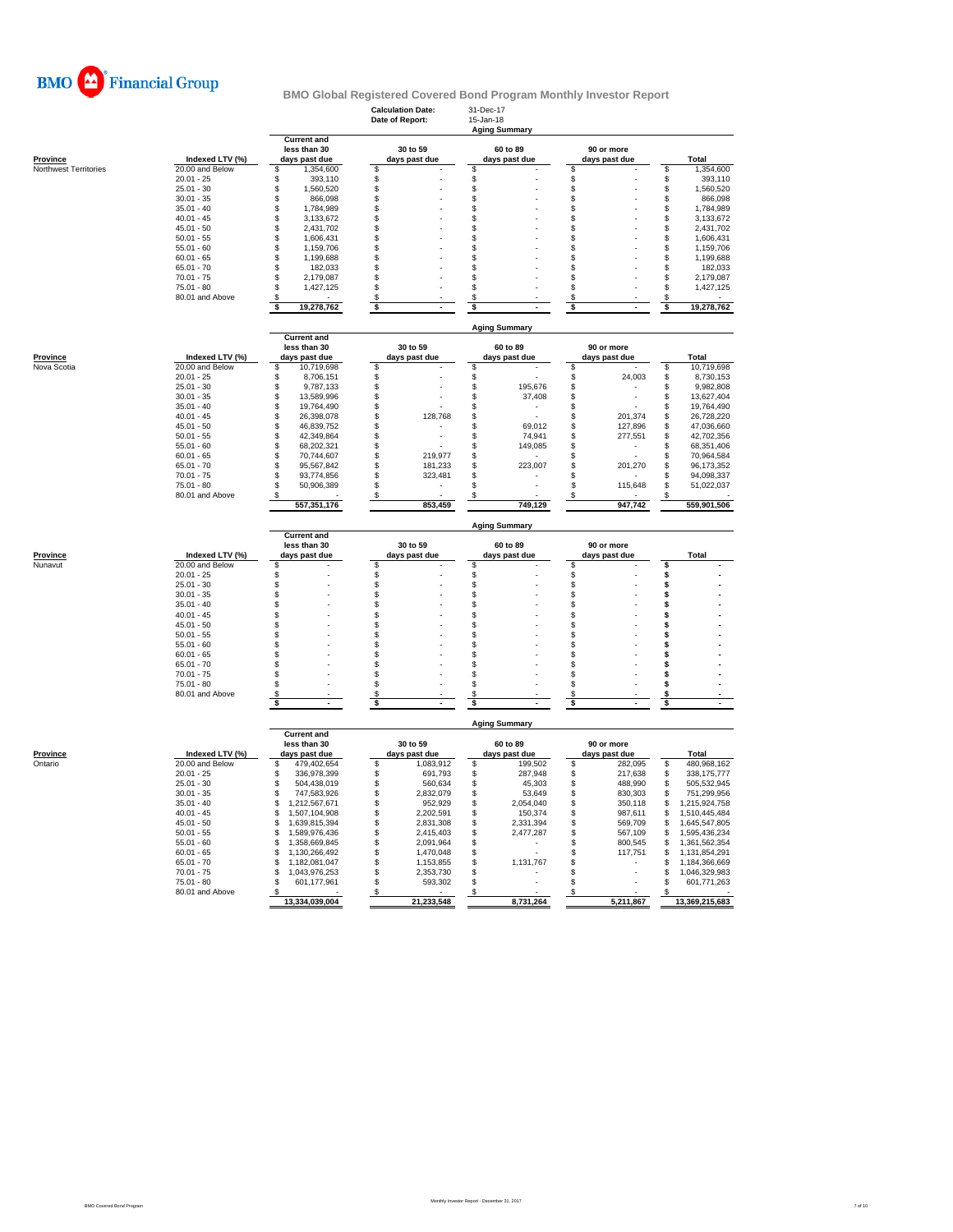BMO Financial Group

## BMO Global Registered Covered Bond Program Monthly Investor Report

**Calculation Date:** 31-Dec-17
**Date of Report:** 15-Jan-18

### Aging Summary

| Province | Indexed LTV (%) | Current and less than 30 days past due | 30 to 59 days past due | 60 to 89 days past due | 90 or more days past due | Total |
|---|---|---|---|---|---|---|
| Northwest Territories | 20.00 and Below | $ 1,354,600 | $ - | $ - | $ - | $ 1,354,600 |
| | 20.01 - 25 | $ 393,110 | $ - | $ - | $ - | $ 393,110 |
| | 25.01 - 30 | $ 1,560,520 | $ - | $ - | $ - | $ 1,560,520 |
| | 30.01 - 35 | $ 866,098 | $ - | $ - | $ - | $ 866,098 |
| | 35.01 - 40 | $ 1,784,989 | $ - | $ - | $ - | $ 1,784,989 |
| | 40.01 - 45 | $ 3,133,672 | $ - | $ - | $ - | $ 3,133,672 |
| | 45.01 - 50 | $ 2,431,702 | $ - | $ - | $ - | $ 2,431,702 |
| | 50.01 - 55 | $ 1,606,431 | $ - | $ - | $ - | $ 1,606,431 |
| | 55.01 - 60 | $ 1,159,706 | $ - | $ - | $ - | $ 1,159,706 |
| | 60.01 - 65 | $ 1,199,688 | $ - | $ - | $ - | $ 1,199,688 |
| | 65.01 - 70 | $ 182,033 | $ - | $ - | $ - | $ 182,033 |
| | 70.01 - 75 | $ 2,179,087 | $ - | $ - | $ - | $ 2,179,087 |
| | 75.01 - 80 | $ 1,427,125 | $ - | $ - | $ - | $ 1,427,125 |
| | 80.01 and Above | $ - | $ - | $ - | $ - | $ - |
| | | $ 19,278,762 | $ - | $ - | $ - | $ 19,278,762 |

### Aging Summary

| Province | Indexed LTV (%) | Current and less than 30 days past due | 30 to 59 days past due | 60 to 89 days past due | 90 or more days past due | Total |
|---|---|---|---|---|---|---|
| Nova Scotia | 20.00 and Below | $ 10,719,698 | $ - | $ - | $ - | $ 10,719,698 |
| | 20.01 - 25 | $ 8,706,151 | $ - | $ - | $ 24,003 | $ 8,730,153 |
| | 25.01 - 30 | $ 9,787,133 | $ - | $ 195,676 | $ - | $ 9,982,808 |
| | 30.01 - 35 | $ 13,589,996 | $ - | $ 37,408 | $ - | $ 13,627,404 |
| | 35.01 - 40 | $ 19,764,490 | $ - | $ - | $ - | $ 19,764,490 |
| | 40.01 - 45 | $ 26,398,078 | $ 128,768 | $ - | $ 201,374 | $ 26,728,220 |
| | 45.01 - 50 | $ 46,839,752 | $ - | $ 69,012 | $ 127,896 | $ 47,036,660 |
| | 50.01 - 55 | $ 42,349,864 | $ - | $ 74,941 | $ 277,551 | $ 42,702,356 |
| | 55.01 - 60 | $ 68,202,321 | $ - | $ 149,085 | $ - | $ 68,351,406 |
| | 60.01 - 65 | $ 70,744,607 | $ 219,977 | $ - | $ - | $ 70,964,584 |
| | 65.01 - 70 | $ 95,567,842 | $ 181,233 | $ 223,007 | $ 201,270 | $ 96,173,352 |
| | 70.01 - 75 | $ 93,774,856 | $ 323,481 | $ - | $ - | $ 94,098,337 |
| | 75.01 - 80 | $ 50,906,389 | $ - | $ - | $ 115,648 | $ 51,022,037 |
| | 80.01 and Above | $ - | $ - | $ - | $ - | $ - |
| | | 557,351,176 | 853,459 | 749,129 | 947,742 | 559,901,506 |

### Aging Summary

| Province | Indexed LTV (%) | Current and less than 30 days past due | 30 to 59 days past due | 60 to 89 days past due | 90 or more days past due | Total |
|---|---|---|---|---|---|---|
| Nunavut | 20.00 and Below | $ - | $ - | $ - | $ - | $ - |
| | 20.01 - 25 | $ - | $ - | $ - | $ - | $ - |
| | 25.01 - 30 | $ - | $ - | $ - | $ - | $ - |
| | 30.01 - 35 | $ - | $ - | $ - | $ - | $ - |
| | 35.01 - 40 | $ - | $ - | $ - | $ - | $ - |
| | 40.01 - 45 | $ - | $ - | $ - | $ - | $ - |
| | 45.01 - 50 | $ - | $ - | $ - | $ - | $ - |
| | 50.01 - 55 | $ - | $ - | $ - | $ - | $ - |
| | 55.01 - 60 | $ - | $ - | $ - | $ - | $ - |
| | 60.01 - 65 | $ - | $ - | $ - | $ - | $ - |
| | 65.01 - 70 | $ - | $ - | $ - | $ - | $ - |
| | 70.01 - 75 | $ - | $ - | $ - | $ - | $ - |
| | 75.01 - 80 | $ - | $ - | $ - | $ - | $ - |
| | 80.01 and Above | $ - | $ - | $ - | $ - | $ - |
| | | $ - | $ - | $ - | $ - | $ - |

### Aging Summary

| Province | Indexed LTV (%) | Current and less than 30 days past due | 30 to 59 days past due | 60 to 89 days past due | 90 or more days past due | Total |
|---|---|---|---|---|---|---|
| Ontario | 20.00 and Below | $ 479,402,654 | $ 1,083,912 | $ 199,502 | $ 282,095 | $ 480,968,162 |
| | 20.01 - 25 | $ 336,978,399 | $ 691,793 | $ 287,948 | $ 217,638 | $ 338,175,777 |
| | 25.01 - 30 | $ 504,438,019 | $ 560,634 | $ 45,303 | $ 488,990 | $ 505,532,945 |
| | 30.01 - 35 | $ 747,583,926 | $ 2,832,079 | $ 53,649 | $ 830,303 | $ 751,299,956 |
| | 35.01 - 40 | $ 1,212,567,671 | $ 952,929 | $ 2,054,040 | $ 350,118 | $ 1,215,924,758 |
| | 40.01 - 45 | $ 1,507,104,908 | $ 2,202,591 | $ 150,374 | $ 987,611 | $ 1,510,445,484 |
| | 45.01 - 50 | $ 1,639,815,394 | $ 2,831,308 | $ 2,331,394 | $ 569,709 | $ 1,645,547,805 |
| | 50.01 - 55 | $ 1,589,976,436 | $ 2,415,403 | $ 2,477,287 | $ 567,109 | $ 1,595,436,234 |
| | 55.01 - 60 | $ 1,358,669,845 | $ 2,091,964 | $ - | $ 800,545 | $ 1,361,562,354 |
| | 60.01 - 65 | $ 1,130,266,492 | $ 1,470,048 | $ - | $ 117,751 | $ 1,131,854,291 |
| | 65.01 - 70 | $ 1,182,081,047 | $ 1,153,855 | $ 1,131,767 | $ - | $ 1,184,366,669 |
| | 70.01 - 75 | $ 1,043,976,253 | $ 2,353,730 | $ - | $ - | $ 1,046,329,983 |
| | 75.01 - 80 | $ 601,177,961 | $ 593,302 | $ - | $ - | $ 601,771,263 |
| | 80.01 and Above | $ - | $ - | $ - | $ - | $ - |
| | | 13,334,039,004 | 21,233,548 | 8,731,264 | 5,211,867 | 13,369,215,683 |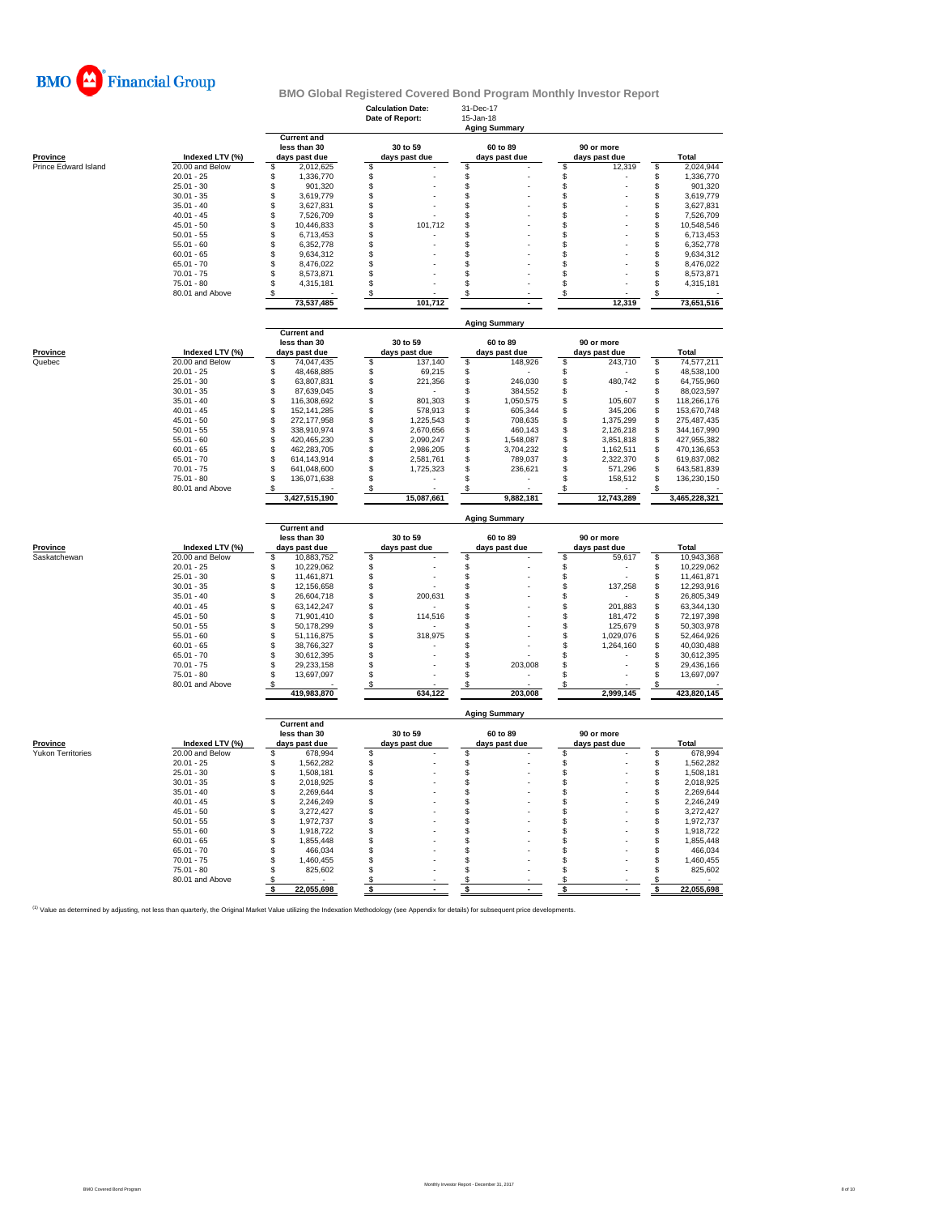BMO Financial Group

# BMO Global Registered Covered Bond Program Monthly Investor Report

**Calculation Date:** 31-Dec-17
**Date of Report:** 15-Jan-18

**Aging Summary**

| Province | Indexed LTV (%) | Current and less than 30 days past due | 30 to 59 days past due | 60 to 89 days past due | 90 or more days past due | Total |
|---|---|---|---|---|---|---|
| Prince Edward Island | 20.00 and Below | $ 2,012,625 | $ - | $ - | $ 12,319 | $ 2,024,944 |
| | 20.01 - 25 | $ 1,336,770 | $ - | $ - | $ - | $ 1,336,770 |
| | 25.01 - 30 | $ 901,320 | $ - | $ - | $ - | $ 901,320 |
| | 30.01 - 35 | $ 3,619,779 | $ - | $ - | $ - | $ 3,619,779 |
| | 35.01 - 40 | $ 3,627,831 | $ - | $ - | $ - | $ 3,627,831 |
| | 40.01 - 45 | $ 7,526,709 | $ - | $ - | $ - | $ 7,526,709 |
| | 45.01 - 50 | $ 10,446,833 | $ 101,712 | $ - | $ - | $ 10,548,546 |
| | 50.01 - 55 | $ 6,713,453 | $ - | $ - | $ - | $ 6,713,453 |
| | 55.01 - 60 | $ 6,352,778 | $ - | $ - | $ - | $ 6,352,778 |
| | 60.01 - 65 | $ 9,634,312 | $ - | $ - | $ - | $ 9,634,312 |
| | 65.01 - 70 | $ 8,476,022 | $ - | $ - | $ - | $ 8,476,022 |
| | 70.01 - 75 | $ 8,573,871 | $ - | $ - | $ - | $ 8,573,871 |
| | 75.01 - 80 | $ 4,315,181 | $ - | $ - | $ - | $ 4,315,181 |
| | 80.01 and Above | $ - | $ - | $ - | $ - | $ - |
| | | 73,537,485 | 101,712 | - | 12,319 | 73,651,516 |

**Aging Summary**

| Province | Indexed LTV (%) | Current and less than 30 days past due | 30 to 59 days past due | 60 to 89 days past due | 90 or more days past due | Total |
|---|---|---|---|---|---|---|
| Quebec | 20.00 and Below | $ 74,047,435 | $ 137,140 | $ 148,926 | $ 243,710 | $ 74,577,211 |
| | 20.01 - 25 | $ 48,468,885 | $ 69,215 | $ - | $ - | $ 48,538,100 |
| | 25.01 - 30 | $ 63,807,831 | $ 221,356 | $ 246,030 | $ 480,742 | $ 64,755,960 |
| | 30.01 - 35 | $ 87,639,045 | $ - | $ 384,552 | $ - | $ 88,023,597 |
| | 35.01 - 40 | $ 116,308,692 | $ 801,303 | $ 1,050,575 | $ 105,607 | $ 118,266,176 |
| | 40.01 - 45 | $ 152,141,285 | $ 578,913 | $ 605,344 | $ 345,206 | $ 153,670,748 |
| | 45.01 - 50 | $ 272,177,958 | $ 1,225,543 | $ 708,635 | $ 1,375,299 | $ 275,487,435 |
| | 50.01 - 55 | $ 338,910,974 | $ 2,670,656 | $ 460,143 | $ 2,126,218 | $ 344,167,990 |
| | 55.01 - 60 | $ 420,465,230 | $ 2,090,247 | $ 1,548,087 | $ 3,851,818 | $ 427,955,382 |
| | 60.01 - 65 | $ 462,283,705 | $ 2,986,205 | $ 3,704,232 | $ 1,162,511 | $ 470,136,653 |
| | 65.01 - 70 | $ 614,143,914 | $ 2,581,761 | $ 789,037 | $ 2,322,370 | $ 619,837,082 |
| | 70.01 - 75 | $ 641,048,600 | $ 1,725,323 | $ 236,621 | $ 571,296 | $ 643,581,839 |
| | 75.01 - 80 | $ 136,071,638 | $ - | $ - | $ 158,512 | $ 136,230,150 |
| | 80.01 and Above | $ - | $ - | $ - | $ - | $ - |
| | | 3,427,515,190 | 15,087,661 | 9,882,181 | 12,743,289 | 3,465,228,321 |

**Aging Summary**

| Province | Indexed LTV (%) | Current and less than 30 days past due | 30 to 59 days past due | 60 to 89 days past due | 90 or more days past due | Total |
|---|---|---|---|---|---|---|
| Saskatchewan | 20.00 and Below | $ 10,883,752 | $ - | $ - | $ 59,617 | $ 10,943,368 |
| | 20.01 - 25 | $ 10,229,062 | $ - | $ - | $ - | $ 10,229,062 |
| | 25.01 - 30 | $ 11,461,871 | $ - | $ - | $ - | $ 11,461,871 |
| | 30.01 - 35 | $ 12,156,658 | $ - | $ - | $ 137,258 | $ 12,293,916 |
| | 35.01 - 40 | $ 26,604,718 | $ 200,631 | $ - | $ - | $ 26,805,349 |
| | 40.01 - 45 | $ 63,142,247 | $ - | $ - | $ 201,883 | $ 63,344,130 |
| | 45.01 - 50 | $ 71,901,410 | $ 114,516 | $ - | $ 181,472 | $ 72,197,398 |
| | 50.01 - 55 | $ 50,178,299 | $ - | $ - | $ 125,679 | $ 50,303,978 |
| | 55.01 - 60 | $ 51,116,875 | $ 318,975 | $ - | $ 1,029,076 | $ 52,464,926 |
| | 60.01 - 65 | $ 38,766,327 | $ - | $ - | $ 1,264,160 | $ 40,030,488 |
| | 65.01 - 70 | $ 30,612,395 | $ - | $ - | $ - | $ 30,612,395 |
| | 70.01 - 75 | $ 29,233,158 | $ - | $ 203,008 | $ - | $ 29,436,166 |
| | 75.01 - 80 | $ 13,697,097 | $ - | $ - | $ - | $ 13,697,097 |
| | 80.01 and Above | $ - | $ - | $ - | $ - | $ - |
| | | 419,983,870 | 634,122 | 203,008 | 2,999,145 | 423,820,145 |

**Aging Summary**

| Province | Indexed LTV (%) | Current and less than 30 days past due | 30 to 59 days past due | 60 to 89 days past due | 90 or more days past due | Total |
|---|---|---|---|---|---|---|
| Yukon Territories | 20.00 and Below | $ 678,994 | $ - | $ - | $ - | $ 678,994 |
| | 20.01 - 25 | $ 1,562,282 | $ - | $ - | $ - | $ 1,562,282 |
| | 25.01 - 30 | $ 1,508,181 | $ - | $ - | $ - | $ 1,508,181 |
| | 30.01 - 35 | $ 2,018,925 | $ - | $ - | $ - | $ 2,018,925 |
| | 35.01 - 40 | $ 2,269,644 | $ - | $ - | $ - | $ 2,269,644 |
| | 40.01 - 45 | $ 2,246,249 | $ - | $ - | $ - | $ 2,246,249 |
| | 45.01 - 50 | $ 3,272,427 | $ - | $ - | $ - | $ 3,272,427 |
| | 50.01 - 55 | $ 1,972,737 | $ - | $ - | $ - | $ 1,972,737 |
| | 55.01 - 60 | $ 1,918,722 | $ - | $ - | $ - | $ 1,918,722 |
| | 60.01 - 65 | $ 1,855,448 | $ - | $ - | $ - | $ 1,855,448 |
| | 65.01 - 70 | $ 466,034 | $ - | $ - | $ - | $ 466,034 |
| | 70.01 - 75 | $ 1,460,455 | $ - | $ - | $ - | $ 1,460,455 |
| | 75.01 - 80 | $ 825,602 | $ - | $ - | $ - | $ 825,602 |
| | 80.01 and Above | $ - | $ - | $ - | $ - | $ - |
| | | $ 22,055,698 | $ - | $ - | $ - | $ 22,055,698 |

[1] Value as determined by adjusting, not less than quarterly, the Original Market Value utilizing the Indexation Methodology (see Appendix for details) for subsequent price developments.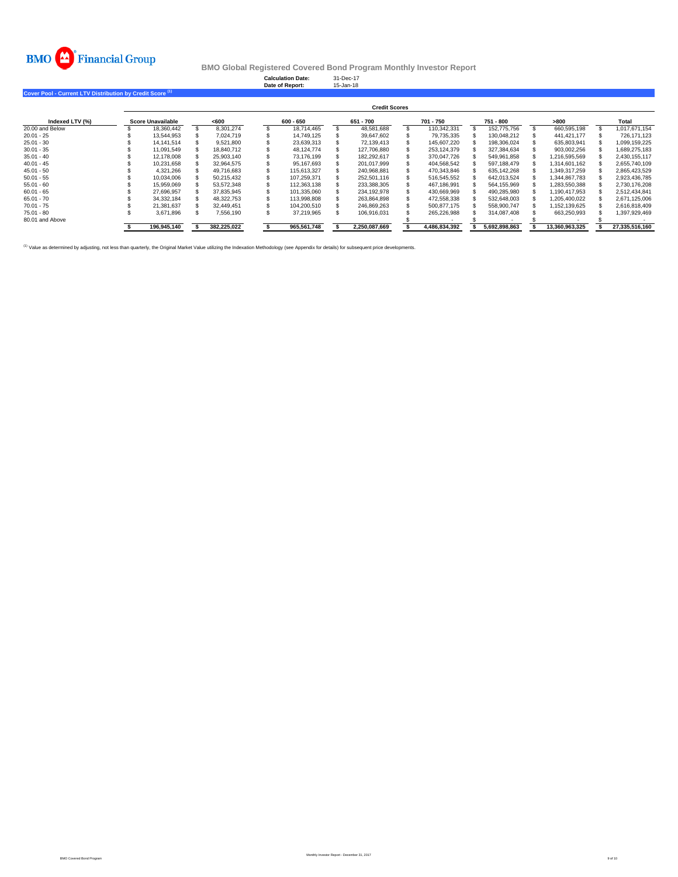BMO Financial Group

# BMO Global Registered Covered Bond Program Monthly Investor Report

**Calculation Date:** 31-Dec-17
**Date of Report:** 15-Jan-18

## Cover Pool - Current LTV Distribution by Credit Score [(1)]

| Indexed LTV (%) | Credit Scores | | | | | | | |
|---|---|---|---|---|---|---|---|---|
| | Score Unavailable | <600 | 600 - 650 | 651 - 700 | 701 - 750 | 751 - 800 | >800 | Total |
| 20.00 and Below | $ 18,360,442 | $ 8,301,274 | $ 18,714,465 | $ 48,581,688 | $ 110,342,331 | $ 152,775,756 | $ 660,595,198 | $ 1,017,671,154 |
| 20.01 - 25 | $ 13,544,953 | $ 7,024,719 | $ 14,749,125 | $ 39,647,602 | $ 79,735,335 | $ 130,048,212 | $ 441,421,177 | $ 726,171,123 |
| 25.01 - 30 | $ 14,141,514 | $ 9,521,800 | $ 23,639,313 | $ 72,139,413 | $ 145,607,220 | $ 198,306,024 | $ 635,803,941 | $ 1,099,159,225 |
| 30.01 - 35 | $ 11,091,549 | $ 18,840,712 | $ 48,124,774 | $ 127,706,880 | $ 253,124,379 | $ 327,384,634 | $ 903,002,256 | $ 1,689,275,183 |
| 35.01 - 40 | $ 12,178,008 | $ 25,903,140 | $ 73,176,199 | $ 182,292,617 | $ 370,047,726 | $ 549,961,858 | $ 1,216,595,569 | $ 2,430,155,117 |
| 40.01 - 45 | $ 10,231,658 | $ 32,964,575 | $ 95,167,693 | $ 201,017,999 | $ 404,568,542 | $ 597,188,479 | $ 1,314,601,162 | $ 2,655,740,109 |
| 45.01 - 50 | $ 4,321,266 | $ 49,716,683 | $ 115,613,327 | $ 240,968,881 | $ 470,343,846 | $ 635,142,268 | $ 1,349,317,259 | $ 2,865,423,529 |
| 50.01 - 55 | $ 10,034,006 | $ 50,215,432 | $ 107,259,371 | $ 252,501,116 | $ 516,545,552 | $ 642,013,524 | $ 1,344,867,783 | $ 2,923,436,785 |
| 55.01 - 60 | $ 15,959,069 | $ 53,572,348 | $ 112,363,138 | $ 233,388,305 | $ 467,186,991 | $ 564,155,969 | $ 1,283,550,388 | $ 2,730,176,208 |
| 60.01 - 65 | $ 27,696,957 | $ 37,835,945 | $ 101,335,060 | $ 234,192,978 | $ 430,669,969 | $ 490,285,980 | $ 1,190,417,953 | $ 2,512,434,841 |
| 65.01 - 70 | $ 34,332,184 | $ 48,322,753 | $ 113,998,808 | $ 263,864,898 | $ 472,558,338 | $ 532,648,003 | $ 1,205,400,022 | $ 2,671,125,006 |
| 70.01 - 75 | $ 21,381,637 | $ 32,449,451 | $ 104,200,510 | $ 246,869,263 | $ 500,877,175 | $ 558,900,747 | $ 1,152,139,625 | $ 2,616,818,409 |
| 75.01 - 80 | $ 3,671,896 | $ 7,556,190 | $ 37,219,965 | $ 106,916,031 | $ 265,226,988 | $ 314,087,408 | $ 663,250,993 | $ 1,397,929,469 |
| 80.01 and Above | | | | | $ - | $ - | $ - | $ - |
| | **$ 196,945,140** | **$ 382,225,022** | **$ 965,561,748** | **$ 2,250,087,669** | **$ 4,486,834,392** | **$ 5,692,898,863** | **$ 13,360,963,325** | **$ 27,335,516,160** |

[(1)] Value as determined by adjusting, not less than quarterly, the Original Market Value utilizing the Indexation Methodology (see Appendix for details) for subsequent price developments.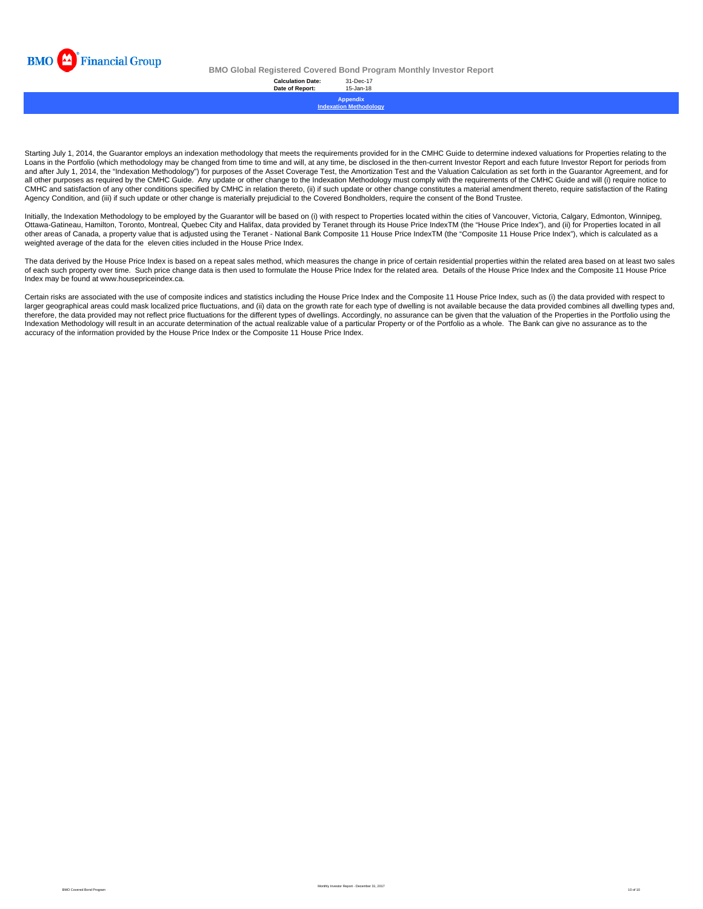BMO Global Registered Covered Bond Program Monthly Investor Report

**Calculation Date:** 31-Dec-17
**Date of Report:** 15-Jan-18

## Appendix
### Indexation Methodology

Starting July 1, 2014, the Guarantor employs an indexation methodology that meets the requirements provided for in the CMHC Guide to determine indexed valuations for Properties relating to the Loans in the Portfolio (which methodology may be changed from time to time and will, at any time, be disclosed in the then-current Investor Report and each future Investor Report for periods from and after July 1, 2014, the "Indexation Methodology") for purposes of the Asset Coverage Test, the Amortization Test and the Valuation Calculation as set forth in the Guarantor Agreement, and for all other purposes as required by the CMHC Guide. Any update or other change to the Indexation Methodology must comply with the requirements of the CMHC Guide and will (i) require notice to CMHC and satisfaction of any other conditions specified by CMHC in relation thereto, (ii) if such update or other change constitutes a material amendment thereto, require satisfaction of the Rating Agency Condition, and (iii) if such update or other change is materially prejudicial to the Covered Bondholders, require the consent of the Bond Trustee.

Initially, the Indexation Methodology to be employed by the Guarantor will be based on (i) with respect to Properties located within the cities of Vancouver, Victoria, Calgary, Edmonton, Winnipeg, Ottawa-Gatineau, Hamilton, Toronto, Montreal, Quebec City and Halifax, data provided by Teranet through its House Price IndexTM (the "House Price Index"), and (ii) for Properties located in all other areas of Canada, a property value that is adjusted using the Teranet - National Bank Composite 11 House Price IndexTM (the "Composite 11 House Price Index"), which is calculated as a weighted average of the data for the eleven cities included in the House Price Index.

The data derived by the House Price Index is based on a repeat sales method, which measures the change in price of certain residential properties within the related area based on at least two sales of each such property over time. Such price change data is then used to formulate the House Price Index for the related area. Details of the House Price Index and the Composite 11 House Price Index may be found at www.housepriceindex.ca.

Certain risks are associated with the use of composite indices and statistics including the House Price Index and the Composite 11 House Price Index, such as (i) the data provided with respect to larger geographical areas could mask localized price fluctuations, and (ii) data on the growth rate for each type of dwelling is not available because the data provided combines all dwelling types and, therefore, the data provided may not reflect price fluctuations for the different types of dwellings. Accordingly, no assurance can be given that the valuation of the Properties in the Portfolio using the Indexation Methodology will result in an accurate determination of the actual realizable value of a particular Property or of the Portfolio as a whole. The Bank can give no assurance as to the accuracy of the information provided by the House Price Index or the Composite 11 House Price Index.